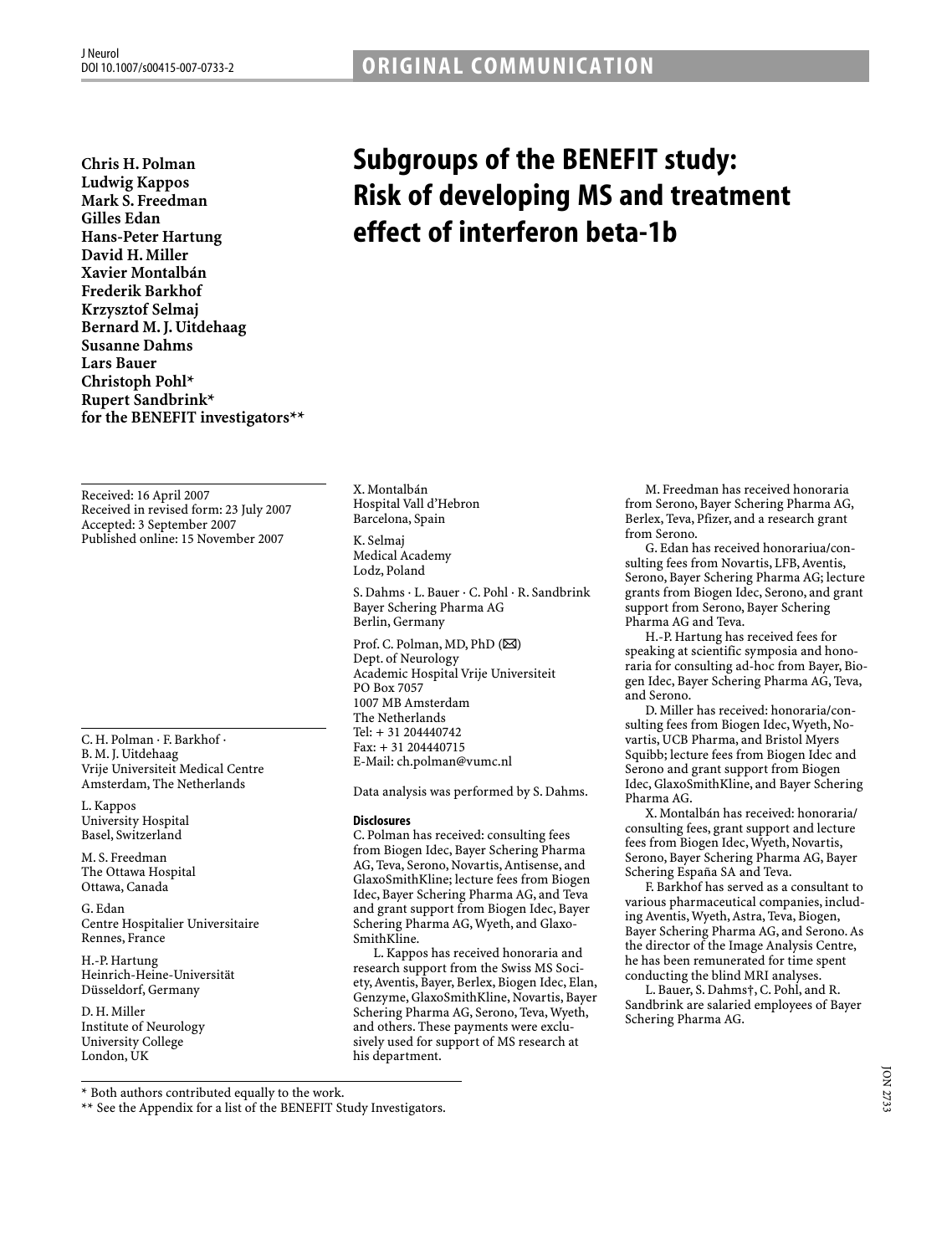J Neurol
DOI 10.1007/s00415-007-0733-2

ORIGINAL COMMUNICATION

**Chris H. Polman**
**Ludwig Kappos**
**Mark S. Freedman**
**Gilles Edan**
**Hans-Peter Hartung**
**David H. Miller**
**Xavier Montalbán**
**Frederik Barkhof**
**Krzysztof Selmaj**
**Bernard M. J. Uitdehaag**
**Susanne Dahms**
**Lars Bauer**
**Christoph Pohl***
**Rupert Sandbrink***
**for the BENEFIT investigators****

# Subgroups of the BENEFIT study: Risk of developing MS and treatment effect of interferon beta-1b

Received: 16 April 2007
Received in revised form: 23 July 2007
Accepted: 3 September 2007
Published online: 15 November 2007

C. H. Polman · F. Barkhof · B. M. J. Uitdehaag
Vrije Universiteit Medical Centre
Amsterdam, The Netherlands

L. Kappos
University Hospital
Basel, Switzerland

M. S. Freedman
The Ottawa Hospital
Ottawa, Canada

G. Edan
Centre Hospitalier Universitaire
Rennes, France

H.-P. Hartung
Heinrich-Heine-Universität
Düsseldorf, Germany

D. H. Miller
Institute of Neurology
University College
London, UK

X. Montalbán
Hospital Vall d'Hebron
Barcelona, Spain

K. Selmaj
Medical Academy
Lodz, Poland

S. Dahms · L. Bauer · C. Pohl · R. Sandbrink
Bayer Schering Pharma AG
Berlin, Germany

Prof. C. Polman, MD, PhD (✉)
Dept. of Neurology
Academic Hospital Vrije Universiteit
PO Box 7057
1007 MB Amsterdam
The Netherlands
Tel: + 31 204440742
Fax: + 31 204440715
E-Mail: ch.polman@vumc.nl

Data analysis was performed by S. Dahms.

**Disclosures**

C. Polman has received: consulting fees from Biogen Idec, Bayer Schering Pharma AG, Teva, Serono, Novartis, Antisense, and GlaxoSmithKline; lecture fees from Biogen Idec, Bayer Schering Pharma AG, and Teva and grant support from Biogen Idec, Bayer Schering Pharma AG, Wyeth, and GlaxoSmithKline.

L. Kappos has received honoraria and research support from the Swiss MS Society, Aventis, Bayer, Berlex, Biogen Idec, Elan, Genzyme, GlaxoSmithKline, Novartis, Bayer Schering Pharma AG, Serono, Teva, Wyeth, and others. These payments were exclusively used for support of MS research at his department.

M. Freedman has received honoraria from Serono, Bayer Schering Pharma AG, Berlex, Teva, Pfizer, and a research grant from Serono.

G. Edan has received honorariua/consulting fees from Novartis, LFB, Aventis, Serono, Bayer Schering Pharma AG; lecture grants from Biogen Idec, Serono, and grant support from Serono, Bayer Schering Pharma AG and Teva.

H.-P. Hartung has received fees for speaking at scientific symposia and honoraria for consulting ad-hoc from Bayer, Biogen Idec, Bayer Schering Pharma AG, Teva, and Serono.

D. Miller has received: honoraria/consulting fees from Biogen Idec, Wyeth, Novartis, UCB Pharma, and Bristol Myers Squibb; lecture fees from Biogen Idec and Serono and grant support from Biogen Idec, GlaxoSmithKline, and Bayer Schering Pharma AG.

X. Montalbán has received: honoraria/consulting fees, grant support and lecture fees from Biogen Idec, Wyeth, Novartis, Serono, Bayer Schering Pharma AG, Bayer Schering España SA and Teva.

F. Barkhof has served as a consultant to various pharmaceutical companies, including Aventis, Wyeth, Astra, Teva, Biogen, Bayer Schering Pharma AG, and Serono. As the director of the Image Analysis Centre, he has been remunerated for time spent conducting the blind MRI analyses.

L. Bauer, S. Dahms†, C. Pohl, and R. Sandbrink are salaried employees of Bayer Schering Pharma AG.

\* Both authors contributed equally to the work.
\*\* See the Appendix for a list of the BENEFIT Study Investigators.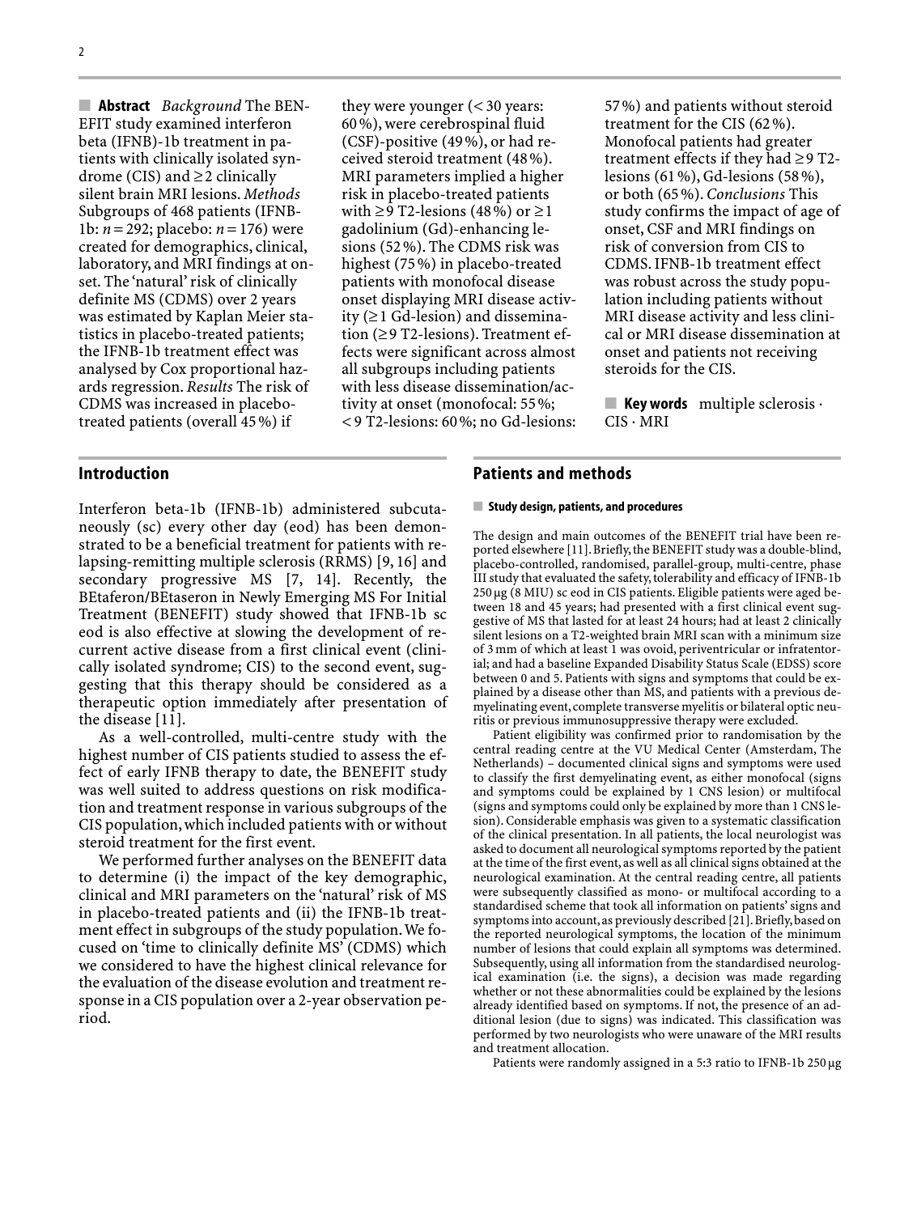**Abstract** *Background* The BENEFIT study examined interferon beta (IFNB)-1b treatment in patients with clinically isolated syndrome (CIS) and ≥2 clinically silent brain MRI lesions. *Methods* Subgroups of 468 patients (IFNB-1b: $n = 292$; placebo: $n = 176$) were created for demographics, clinical, laboratory, and MRI findings at onset. The 'natural' risk of clinically definite MS (CDMS) over 2 years was estimated by Kaplan Meier statistics in placebo-treated patients; the IFNB-1b treatment effect was analysed by Cox proportional hazards regression. *Results* The risk of CDMS was increased in placebo-treated patients (overall 45 %) if they were younger (< 30 years: 60 %), were cerebrospinal fluid (CSF)-positive (49 %), or had received steroid treatment (48 %). MRI parameters implied a higher risk in placebo-treated patients with ≥9 T2-lesions (48 %) or ≥1 gadolinium (Gd)-enhancing lesions (52 %). The CDMS risk was highest (75 %) in placebo-treated patients with monofocal disease onset displaying MRI disease activity (≥1 Gd-lesion) and dissemination (≥9 T2-lesions). Treatment effects were significant across almost all subgroups including patients with less disease dissemination/activity at onset (monofocal: 55 %; < 9 T2-lesions: 60 %; no Gd-lesions: 57 %) and patients without steroid treatment for the CIS (62 %). Monofocal patients had greater treatment effects if they had ≥9 T2-lesions (61 %), Gd-lesions (58 %), or both (65 %). *Conclusions* This study confirms the impact of age of onset, CSF and MRI findings on risk of conversion from CIS to CDMS. IFNB-1b treatment effect was robust across the study population including patients without MRI disease activity and less clinical or MRI disease dissemination at onset and patients not receiving steroids for the CIS.

**Key words** multiple sclerosis · CIS · MRI

## Introduction

Interferon beta-1b (IFNB-1b) administered subcutaneously (sc) every other day (eod) has been demonstrated to be a beneficial treatment for patients with relapsing-remitting multiple sclerosis (RRMS) [9, 16] and secondary progressive MS [7, 14]. Recently, the BEtaferon/BEtaseron in Newly Emerging MS For Initial Treatment (BENEFIT) study showed that IFNB-1b sc eod is also effective at slowing the development of recurrent active disease from a first clinical event (clinically isolated syndrome; CIS) to the second event, suggesting that this therapy should be considered as a therapeutic option immediately after presentation of the disease [11].

As a well-controlled, multi-centre study with the highest number of CIS patients studied to assess the effect of early IFNB therapy to date, the BENEFIT study was well suited to address questions on risk modification and treatment response in various subgroups of the CIS population, which included patients with or without steroid treatment for the first event.

We performed further analyses on the BENEFIT data to determine (i) the impact of the key demographic, clinical and MRI parameters on the 'natural' risk of MS in placebo-treated patients and (ii) the IFNB-1b treatment effect in subgroups of the study population. We focused on 'time to clinically definite MS' (CDMS) which we considered to have the highest clinical relevance for the evaluation of the disease evolution and treatment response in a CIS population over a 2-year observation period.

## Patients and methods

### Study design, patients, and procedures

The design and main outcomes of the BENEFIT trial have been reported elsewhere [11]. Briefly, the BENEFIT study was a double-blind, placebo-controlled, randomised, parallel-group, multi-centre, phase III study that evaluated the safety, tolerability and efficacy of IFNB-1b 250 μg (8 MIU) sc eod in CIS patients. Eligible patients were aged between 18 and 45 years; had presented with a first clinical event suggestive of MS that lasted for at least 24 hours; had at least 2 clinically silent lesions on a T2-weighted brain MRI scan with a minimum size of 3 mm of which at least 1 was ovoid, periventricular or infratentorial; and had a baseline Expanded Disability Status Scale (EDSS) score between 0 and 5. Patients with signs and symptoms that could be explained by a disease other than MS, and patients with a previous demyelinating event, complete transverse myelitis or bilateral optic neuritis or previous immunosuppressive therapy were excluded.

Patient eligibility was confirmed prior to randomisation by the central reading centre at the VU Medical Center (Amsterdam, The Netherlands) – documented clinical signs and symptoms were used to classify the first demyelinating event, as either monofocal (signs and symptoms could be explained by 1 CNS lesion) or multifocal (signs and symptoms could only be explained by more than 1 CNS lesion). Considerable emphasis was given to a systematic classification of the clinical presentation. In all patients, the local neurologist was asked to document all neurological symptoms reported by the patient at the time of the first event, as well as all clinical signs obtained at the neurological examination. At the central reading centre, all patients were subsequently classified as mono- or multifocal according to a standardised scheme that took all information on patients' signs and symptoms into account, as previously described [21]. Briefly, based on the reported neurological symptoms, the location of the minimum number of lesions that could explain all symptoms was determined. Subsequently, using all information from the standardised neurological examination (i.e. the signs), a decision was made regarding whether or not these abnormalities could be explained by the lesions already identified based on symptoms. If not, the presence of an additional lesion (due to signs) was indicated. This classification was performed by two neurologists who were unaware of the MRI results and treatment allocation.

Patients were randomly assigned in a 5:3 ratio to IFNB-1b 250 μg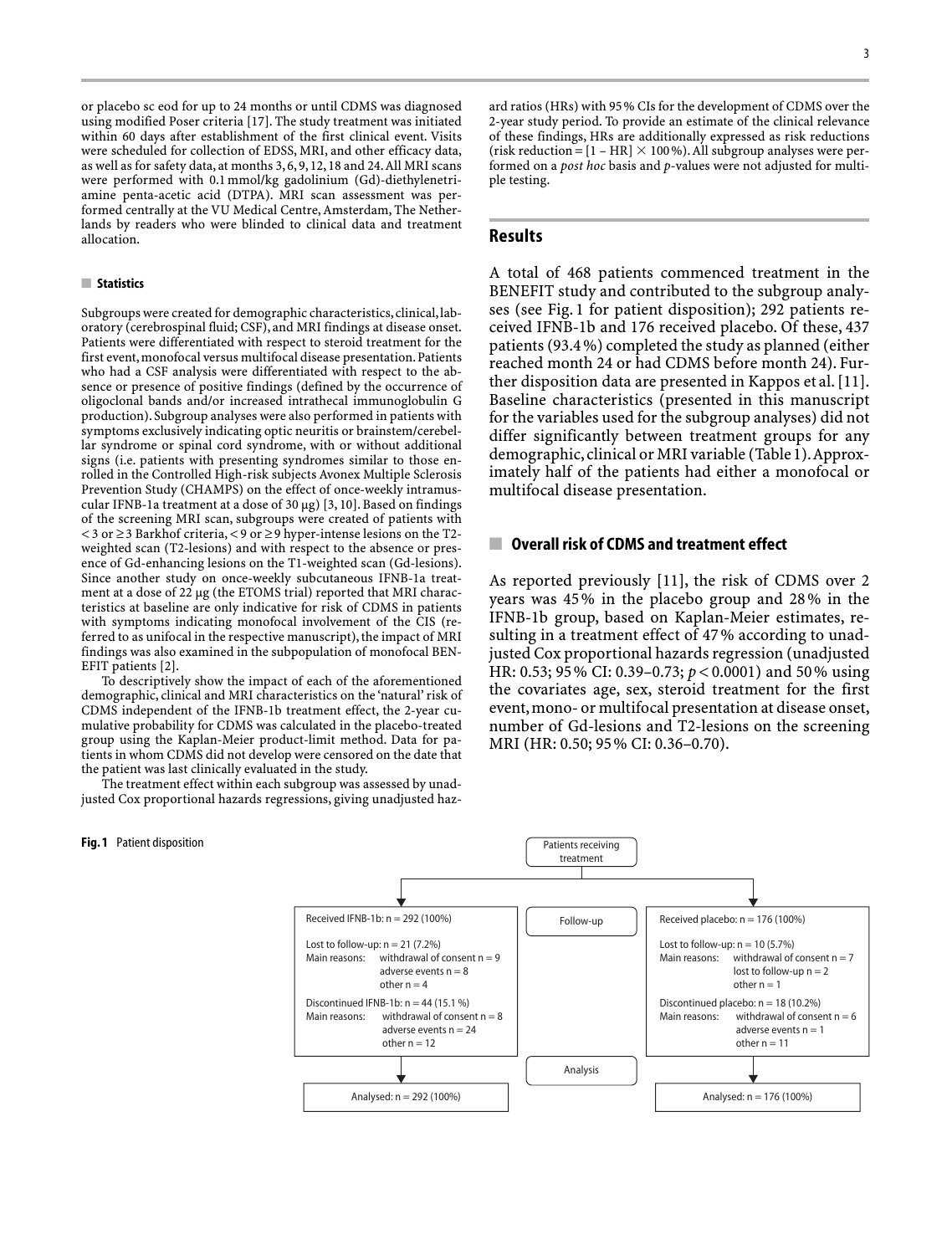or placebo sc eod for up to 24 months or until CDMS was diagnosed using modified Poser criteria [17]. The study treatment was initiated within 60 days after establishment of the first clinical event. Visits were scheduled for collection of EDSS, MRI, and other efficacy data, as well as for safety data, at months 3, 6, 9, 12, 18 and 24. All MRI scans were performed with 0.1 mmol/kg gadolinium (Gd)-diethylenetriamine penta-acetic acid (DTPA). MRI scan assessment was performed centrally at the VU Medical Centre, Amsterdam, The Netherlands by readers who were blinded to clinical data and treatment allocation.

### Statistics

Subgroups were created for demographic characteristics, clinical, laboratory (cerebrospinal fluid; CSF), and MRI findings at disease onset. Patients were differentiated with respect to steroid treatment for the first event, monofocal versus multifocal disease presentation. Patients who had a CSF analysis were differentiated with respect to the absence or presence of positive findings (defined by the occurrence of oligoclonal bands and/or increased intrathecal immunoglobulin G production). Subgroup analyses were also performed in patients with symptoms exclusively indicating optic neuritis or brainstem/cerebellar syndrome or spinal cord syndrome, with or without additional signs (i.e. patients with presenting syndromes similar to those enrolled in the Controlled High-risk subjects Avonex Multiple Sclerosis Prevention Study (CHAMPS) on the effect of once-weekly intramuscular IFNB-1a treatment at a dose of 30 μg) [3, 10]. Based on findings of the screening MRI scan, subgroups were created of patients with $< 3$ or $\geq 3$ Barkhof criteria, $< 9$ or $\geq 9$ hyper-intense lesions on the T2-weighted scan (T2-lesions) and with respect to the absence or presence of Gd-enhancing lesions on the T1-weighted scan (Gd-lesions). Since another study on once-weekly subcutaneous IFNB-1a treatment at a dose of 22 μg (the ETOMS trial) reported that MRI characteristics at baseline are only indicative for risk of CDMS in patients with symptoms indicating monofocal involvement of the CIS (referred to as unifocal in the respective manuscript), the impact of MRI findings was also examined in the subpopulation of monofocal BENEFIT patients [2].

To descriptively show the impact of each of the aforementioned demographic, clinical and MRI characteristics on the 'natural' risk of CDMS independent of the IFNB-1b treatment effect, the 2-year cumulative probability for CDMS was calculated in the placebo-treated group using the Kaplan-Meier product-limit method. Data for patients in whom CDMS did not develop were censored on the date that the patient was last clinically evaluated in the study.

The treatment effect within each subgroup was assessed by unadjusted Cox proportional hazards regressions, giving unadjusted hazard ratios (HRs) with 95% CIs for the development of CDMS over the 2-year study period. To provide an estimate of the clinical relevance of these findings, HRs are additionally expressed as risk reductions (risk reduction = $[1 - \text{HR}] \times 100\%$). All subgroup analyses were performed on a *post hoc* basis and *p*-values were not adjusted for multiple testing.

## Results

A total of 468 patients commenced treatment in the BENEFIT study and contributed to the subgroup analyses (see Fig. 1 for patient disposition); 292 patients received IFNB-1b and 176 received placebo. Of these, 437 patients (93.4%) completed the study as planned (either reached month 24 or had CDMS before month 24). Further disposition data are presented in Kappos et al. [11]. Baseline characteristics (presented in this manuscript for the variables used for the subgroup analyses) did not differ significantly between treatment groups for any demographic, clinical or MRI variable (Table 1). Approximately half of the patients had either a monofocal or multifocal disease presentation.

### Overall risk of CDMS and treatment effect

As reported previously [11], the risk of CDMS over 2 years was 45% in the placebo group and 28% in the IFNB-1b group, based on Kaplan-Meier estimates, resulting in a treatment effect of 47% according to unadjusted Cox proportional hazards regression (unadjusted HR: 0.53; 95% CI: 0.39–0.73; $p < 0.0001$) and 50% using the covariates age, sex, steroid treatment for the first event, mono- or multifocal presentation at disease onset, number of Gd-lesions and T2-lesions on the screening MRI (HR: 0.50; 95% CI: 0.36–0.70).

**Fig. 1** Patient disposition

Patients receiving treatment

| | Follow-up | |
|---|---|---|
| Received IFNB-1b: n = 292 (100%)<br><br>Lost to follow-up: n = 21 (7.2%)<br>Main reasons: withdrawal of consent n = 9; adverse events n = 8; other n = 4<br><br>Discontinued IFNB-1b: n = 44 (15.1%)<br>Main reasons: withdrawal of consent n = 8; adverse events n = 24; other n = 12 | | Received placebo: n = 176 (100%)<br><br>Lost to follow-up: n = 10 (5.7%)<br>Main reasons: withdrawal of consent n = 7; lost to follow-up n = 2; other n = 1<br><br>Discontinued placebo: n = 18 (10.2%)<br>Main reasons: withdrawal of consent n = 6; adverse events n = 1; other n = 11 |
| | Analysis | |
| Analysed: n = 292 (100%) | | Analysed: n = 176 (100%) |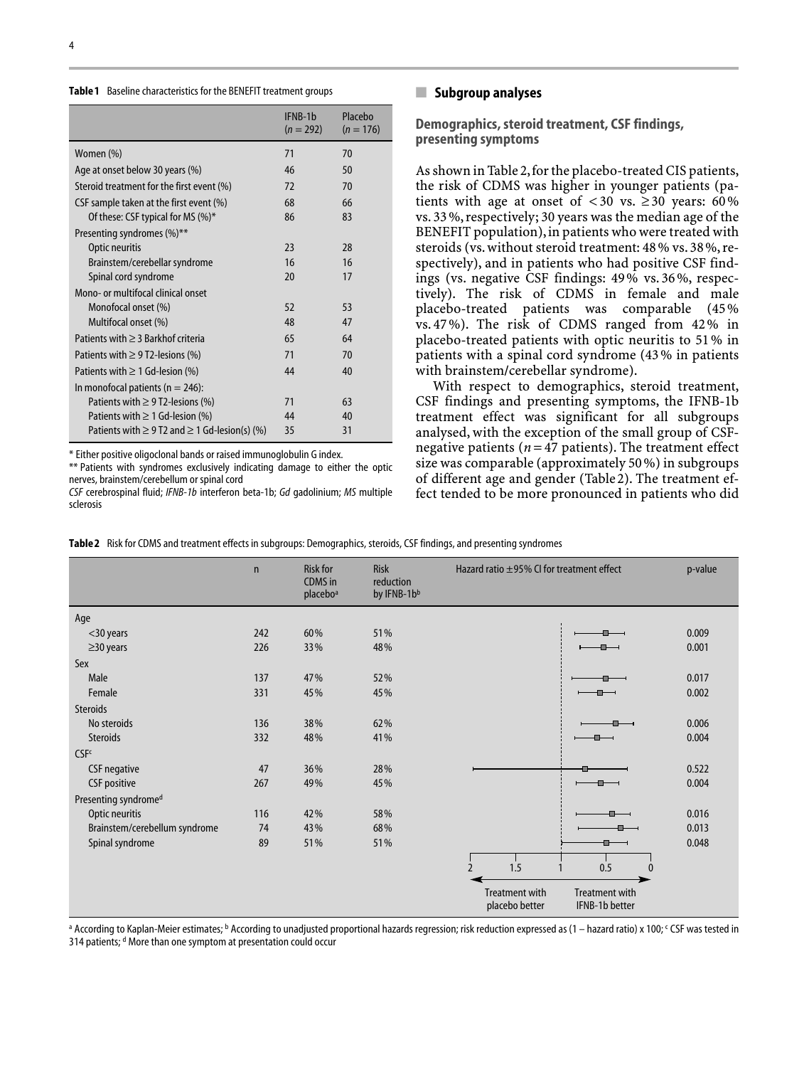**Table 1** Baseline characteristics for the BENEFIT treatment groups

| | IFNB-1b ($n = 292$) | Placebo ($n = 176$) |
|---|---|---|
| Women (%) | 71 | 70 |
| Age at onset below 30 years (%) | 46 | 50 |
| Steroid treatment for the first event (%) | 72 | 70 |
| CSF sample taken at the first event (%) | 68 | 66 |
| Of these: CSF typical for MS (%)* | 86 | 83 |
| Presenting syndromes (%)** | | |
| Optic neuritis | 23 | 28 |
| Brainstem/cerebellar syndrome | 16 | 16 |
| Spinal cord syndrome | 20 | 17 |
| Mono- or multifocal clinical onset | | |
| Monofocal onset (%) | 52 | 53 |
| Multifocal onset (%) | 48 | 47 |
| Patients with ≥ 3 Barkhof criteria | 65 | 64 |
| Patients with ≥ 9 T2-lesions (%) | 71 | 70 |
| Patients with ≥ 1 Gd-lesion (%) | 44 | 40 |
| In monofocal patients ($n = 246$): | | |
| Patients with ≥ 9 T2-lesions (%) | 71 | 63 |
| Patients with ≥ 1 Gd-lesion (%) | 44 | 40 |
| Patients with ≥ 9 T2 and ≥ 1 Gd-lesion(s) (%) | 35 | 31 |

\* Either positive oligoclonal bands or raised immunoglobulin G index.
\*\* Patients with syndromes exclusively indicating damage to either the optic nerves, brainstem/cerebellum or spinal cord
*CSF* cerebrospinal fluid; *IFNB-1b* interferon beta-1b; *Gd* gadolinium; *MS* multiple sclerosis

## Subgroup analyses

### Demographics, steroid treatment, CSF findings, presenting symptoms

As shown in Table 2, for the placebo-treated CIS patients, the risk of CDMS was higher in younger patients (patients with age at onset of < 30 vs. ≥ 30 years: 60% vs. 33%, respectively; 30 years was the median age of the BENEFIT population), in patients who were treated with steroids (vs. without steroid treatment: 48% vs. 38%, respectively), and in patients who had positive CSF findings (vs. negative CSF findings: 49% vs. 36%, respectively). The risk of CDMS in female and male placebo-treated patients was comparable (45% vs. 47%). The risk of CDMS ranged from 42% in placebo-treated patients with optic neuritis to 51% in patients with a spinal cord syndrome (43% in patients with brainstem/cerebellar syndrome).

With respect to demographics, steroid treatment, CSF findings and presenting symptoms, the IFNB-1b treatment effect was significant for all subgroups analysed, with the exception of the small group of CSF-negative patients ($n = 47$ patients). The treatment effect size was comparable (approximately 50%) in subgroups of different age and gender (Table 2). The treatment effect tended to be more pronounced in patients who did

**Table 2** Risk for CDMS and treatment effects in subgroups: Demographics, steroids, CSF findings, and presenting syndromes

| | n | Risk for CDMS in placebo[a] | Risk reduction by IFNB-1b[b] | Hazard ratio ± 95% CI for treatment effect | p-value |
|---|---|---|---|---|---|
| Age | | | | | |
| <30 years | 242 | 60% | 51% | | 0.009 |
| ≥30 years | 226 | 33% | 48% | | 0.001 |
| Sex | | | | | |
| Male | 137 | 47% | 52% | | 0.017 |
| Female | 331 | 45% | 45% | | 0.002 |
| Steroids | | | | | |
| No steroids | 136 | 38% | 62% | | 0.006 |
| Steroids | 332 | 48% | 41% | | 0.004 |
| CSF[c] | | | | | |
| CSF negative | 47 | 36% | 28% | | 0.522 |
| CSF positive | 267 | 49% | 45% | | 0.004 |
| Presenting syndrome[d] | | | | | |
| Optic neuritis | 116 | 42% | 58% | | 0.016 |
| Brainstem/cerebellum syndrome | 74 | 43% | 68% | | 0.013 |
| Spinal syndrome | 89 | 51% | 51% | | 0.048 |
| | | | | 2 – 1.5 – 1 – 0.5 – 0 (Treatment with placebo better ← → Treatment with IFNB-1b better) | |

[a] According to Kaplan-Meier estimates; [b] According to unadjusted proportional hazards regression; risk reduction expressed as (1 – hazard ratio) x 100; [c] CSF was tested in 314 patients; [d] More than one symptom at presentation could occur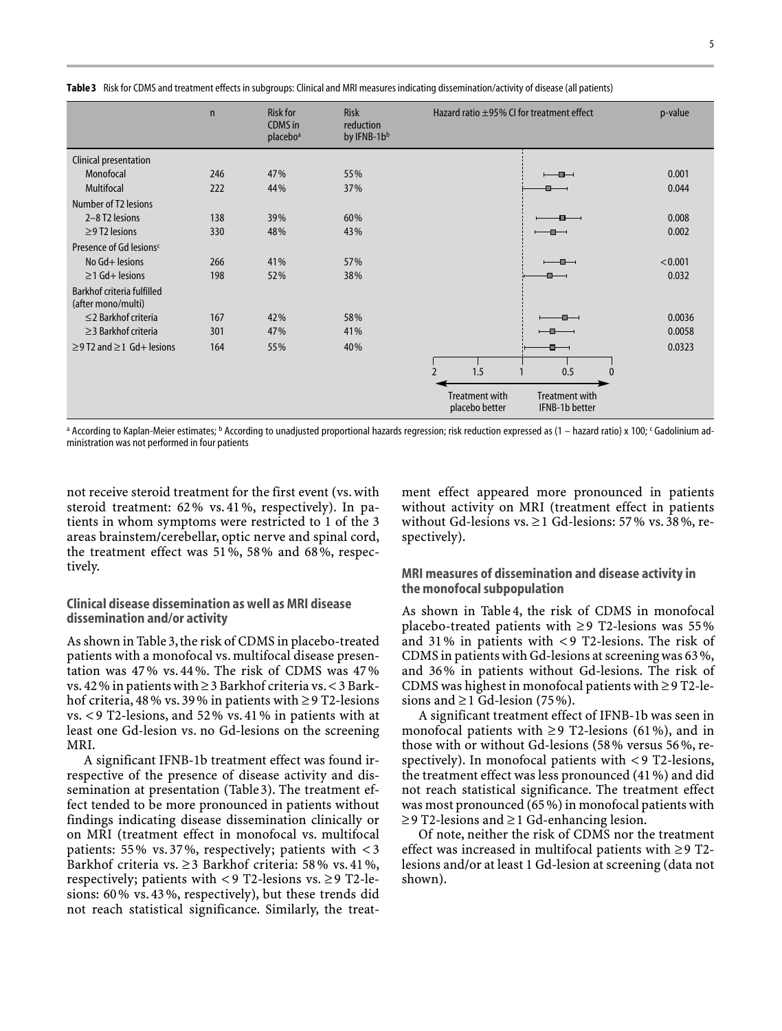**Table 3** Risk for CDMS and treatment effects in subgroups: Clinical and MRI measures indicating dissemination/activity of disease (all patients)

| | n | Risk for CDMS in placebo[a] | Risk reduction by IFNB-1b[b] | Hazard ratio ±95% CI for treatment effect | p-value |
|---|---|---|---|---|---|
| Clinical presentation | | | | | |
| Monofocal | 246 | 47% | 55% | | 0.001 |
| Multifocal | 222 | 44% | 37% | | 0.044 |
| Number of T2 lesions | | | | | |
| 2–8 T2 lesions | 138 | 39% | 60% | | 0.008 |
| ≥9 T2 lesions | 330 | 48% | 43% | | 0.002 |
| Presence of Gd lesions[c] | | | | | |
| No Gd+ lesions | 266 | 41% | 57% | | <0.001 |
| ≥1 Gd+ lesions | 198 | 52% | 38% | | 0.032 |
| Barkhof criteria fulfilled (after mono/multi) | | | | | |
| ≤2 Barkhof criteria | 167 | 42% | 58% | | 0.0036 |
| ≥3 Barkhof criteria | 301 | 47% | 41% | | 0.0058 |
| ≥9 T2 and ≥1 Gd+ lesions | 164 | 55% | 40% | | 0.0323 |
| | | | | 2 1.5 1 0.5 0 (Treatment with placebo better ← → Treatment with IFNB-1b better) | |

[a] According to Kaplan-Meier estimates; [b] According to unadjusted proportional hazards regression; risk reduction expressed as (1 – hazard ratio) x 100; [c] Gadolinium administration was not performed in four patients

not receive steroid treatment for the first event (vs. with steroid treatment: 62% vs. 41%, respectively). In patients in whom symptoms were restricted to 1 of the 3 areas brainstem/cerebellar, optic nerve and spinal cord, the treatment effect was 51%, 58% and 68%, respectively.

### Clinical disease dissemination as well as MRI disease dissemination and/or activity

As shown in Table 3, the risk of CDMS in placebo-treated patients with a monofocal vs. multifocal disease presentation was 47% vs. 44%. The risk of CDMS was 47% vs. 42% in patients with ≥3 Barkhof criteria vs. <3 Barkhof criteria, 48% vs. 39% in patients with ≥9 T2-lesions vs. <9 T2-lesions, and 52% vs. 41% in patients with at least one Gd-lesion vs. no Gd-lesions on the screening MRI.

A significant IFNB-1b treatment effect was found irrespective of the presence of disease activity and dissemination at presentation (Table 3). The treatment effect tended to be more pronounced in patients without findings indicating disease dissemination clinically or on MRI (treatment effect in monofocal vs. multifocal patients: 55% vs. 37%, respectively; patients with <3 Barkhof criteria vs. ≥3 Barkhof criteria: 58% vs. 41%, respectively; patients with <9 T2-lesions vs. ≥9 T2-lesions: 60% vs. 43%, respectively), but these trends did not reach statistical significance. Similarly, the treatment effect appeared more pronounced in patients without activity on MRI (treatment effect in patients without Gd-lesions vs. ≥1 Gd-lesions: 57% vs. 38%, respectively).

### MRI measures of dissemination and disease activity in the monofocal subpopulation

As shown in Table 4, the risk of CDMS in monofocal placebo-treated patients with ≥9 T2-lesions was 55% and 31% in patients with <9 T2-lesions. The risk of CDMS in patients with Gd-lesions at screening was 63%, and 36% in patients without Gd-lesions. The risk of CDMS was highest in monofocal patients with ≥9 T2-lesions and ≥1 Gd-lesion (75%).

A significant treatment effect of IFNB-1b was seen in monofocal patients with ≥9 T2-lesions (61%), and in those with or without Gd-lesions (58% versus 56%, respectively). In monofocal patients with <9 T2-lesions, the treatment effect was less pronounced (41%) and did not reach statistical significance. The treatment effect was most pronounced (65%) in monofocal patients with ≥9 T2-lesions and ≥1 Gd-enhancing lesion.

Of note, neither the risk of CDMS nor the treatment effect was increased in multifocal patients with ≥9 T2-lesions and/or at least 1 Gd-lesion at screening (data not shown).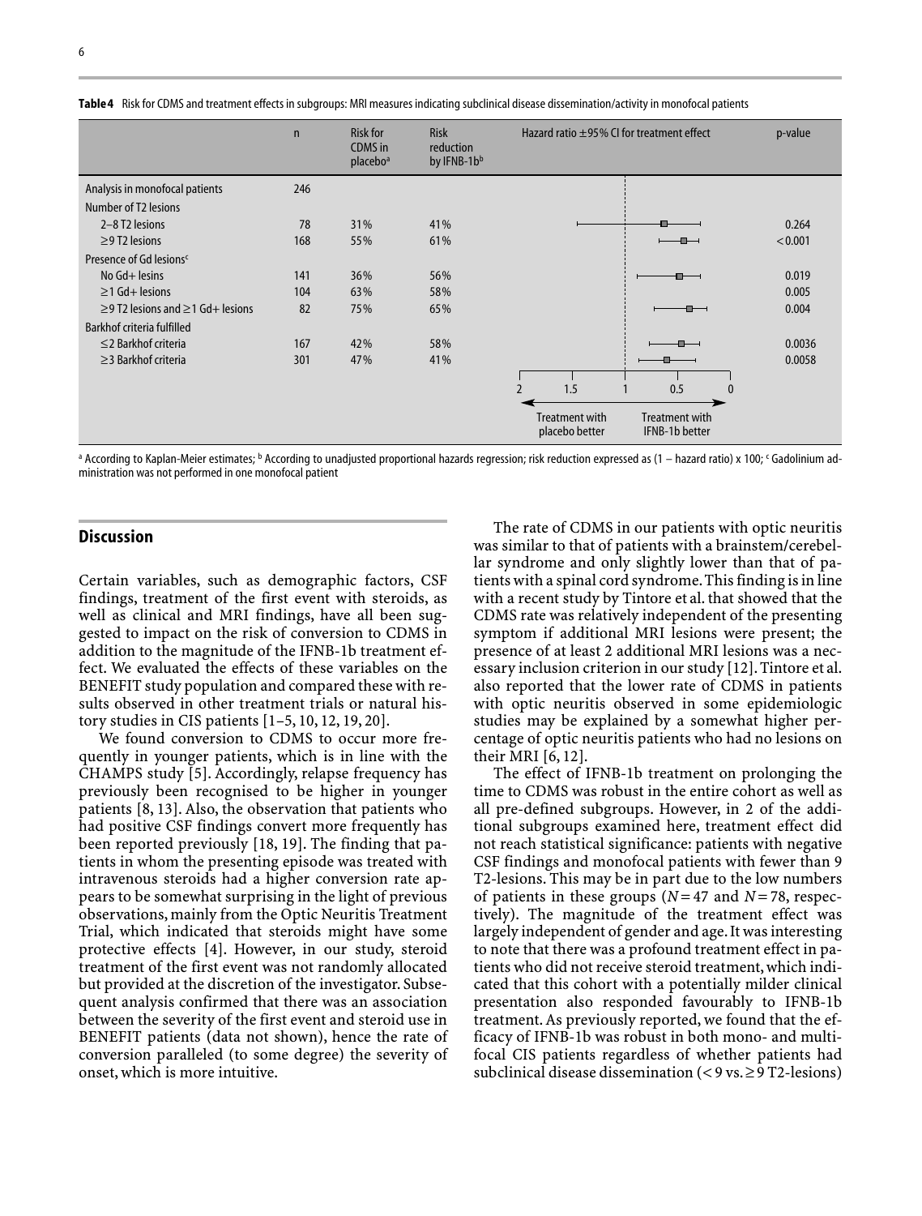**Table 4** Risk for CDMS and treatment effects in subgroups: MRI measures indicating subclinical disease dissemination/activity in monofocal patients

| | n | Risk for CDMS in placebo[a] | Risk reduction by IFNB-1b[b] | Hazard ratio ±95% CI for treatment effect | p-value |
|---|---|---|---|---|---|
| Analysis in monofocal patients | 246 | | | | |
| Number of T2 lesions | | | | | |
| 2–8 T2 lesions | 78 | 31% | 41% | | 0.264 |
| ≥9 T2 lesions | 168 | 55% | 61% | | < 0.001 |
| Presence of Gd lesions[c] | | | | | |
| No Gd+ lesins | 141 | 36% | 56% | | 0.019 |
| ≥1 Gd+ lesions | 104 | 63% | 58% | | 0.005 |
| ≥9 T2 lesions and ≥1 Gd+ lesions | 82 | 75% | 65% | | 0.004 |
| Barkhof criteria fulfilled | | | | | |
| ≤2 Barkhof criteria | 167 | 42% | 58% | | 0.0036 |
| ≥3 Barkhof criteria | 301 | 47% | 41% | | 0.0058 |
| | | | | 2 1.5 1 0.5 0 ← Treatment with placebo better / Treatment with IFNB-1b better | |

[a] According to Kaplan-Meier estimates; [b] According to unadjusted proportional hazards regression; risk reduction expressed as (1 – hazard ratio) x 100; [c] Gadolinium administration was not performed in one monofocal patient

## Discussion

Certain variables, such as demographic factors, CSF findings, treatment of the first event with steroids, as well as clinical and MRI findings, have all been suggested to impact on the risk of conversion to CDMS in addition to the magnitude of the IFNB-1b treatment effect. We evaluated the effects of these variables on the BENEFIT study population and compared these with results observed in other treatment trials or natural history studies in CIS patients [1–5, 10, 12, 19, 20].

We found conversion to CDMS to occur more frequently in younger patients, which is in line with the CHAMPS study [5]. Accordingly, relapse frequency has previously been recognised to be higher in younger patients [8, 13]. Also, the observation that patients who had positive CSF findings convert more frequently has been reported previously [18, 19]. The finding that patients in whom the presenting episode was treated with intravenous steroids had a higher conversion rate appears to be somewhat surprising in the light of previous observations, mainly from the Optic Neuritis Treatment Trial, which indicated that steroids might have some protective effects [4]. However, in our study, steroid treatment of the first event was not randomly allocated but provided at the discretion of the investigator. Subsequent analysis confirmed that there was an association between the severity of the first event and steroid use in BENEFIT patients (data not shown), hence the rate of conversion paralleled (to some degree) the severity of onset, which is more intuitive.

The rate of CDMS in our patients with optic neuritis was similar to that of patients with a brainstem/cerebellar syndrome and only slightly lower than that of patients with a spinal cord syndrome. This finding is in line with a recent study by Tintore et al. that showed that the CDMS rate was relatively independent of the presenting symptom if additional MRI lesions were present; the presence of at least 2 additional MRI lesions was a necessary inclusion criterion in our study [12]. Tintore et al. also reported that the lower rate of CDMS in patients with optic neuritis observed in some epidemiologic studies may be explained by a somewhat higher percentage of optic neuritis patients who had no lesions on their MRI [6, 12].

The effect of IFNB-1b treatment on prolonging the time to CDMS was robust in the entire cohort as well as all pre-defined subgroups. However, in 2 of the additional subgroups examined here, treatment effect did not reach statistical significance: patients with negative CSF findings and monofocal patients with fewer than 9 T2-lesions. This may be in part due to the low numbers of patients in these groups ($N = 47$ and $N = 78$, respectively). The magnitude of the treatment effect was largely independent of gender and age. It was interesting to note that there was a profound treatment effect in patients who did not receive steroid treatment, which indicated that this cohort with a potentially milder clinical presentation also responded favourably to IFNB-1b treatment. As previously reported, we found that the efficacy of IFNB-1b was robust in both mono- and multifocal CIS patients regardless of whether patients had subclinical disease dissemination (< 9 vs. ≥ 9 T2-lesions)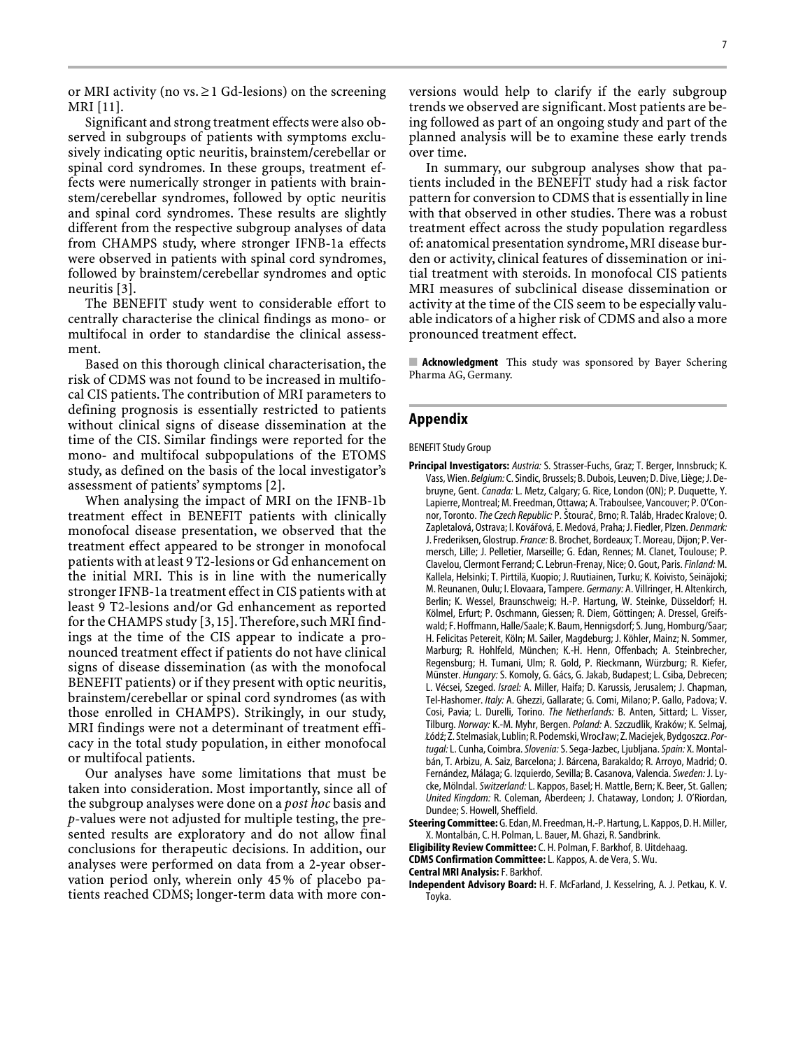or MRI activity (no vs. ≥1 Gd-lesions) on the screening MRI [11].

Significant and strong treatment effects were also observed in subgroups of patients with symptoms exclusively indicating optic neuritis, brainstem/cerebellar or spinal cord syndromes. In these groups, treatment effects were numerically stronger in patients with brainstem/cerebellar syndromes, followed by optic neuritis and spinal cord syndromes. These results are slightly different from the respective subgroup analyses of data from CHAMPS study, where stronger IFNB-1a effects were observed in patients with spinal cord syndromes, followed by brainstem/cerebellar syndromes and optic neuritis [3].

The BENEFIT study went to considerable effort to centrally characterise the clinical findings as mono- or multifocal in order to standardise the clinical assessment.

Based on this thorough clinical characterisation, the risk of CDMS was not found to be increased in multifocal CIS patients. The contribution of MRI parameters to defining prognosis is essentially restricted to patients without clinical signs of disease dissemination at the time of the CIS. Similar findings were reported for the mono- and multifocal subpopulations of the ETOMS study, as defined on the basis of the local investigator's assessment of patients' symptoms [2].

When analysing the impact of MRI on the IFNB-1b treatment effect in BENEFIT patients with clinically monofocal disease presentation, we observed that the treatment effect appeared to be stronger in monofocal patients with at least 9 T2-lesions or Gd enhancement on the initial MRI. This is in line with the numerically stronger IFNB-1a treatment effect in CIS patients with at least 9 T2-lesions and/or Gd enhancement as reported for the CHAMPS study [3,15]. Therefore, such MRI findings at the time of the CIS appear to indicate a pronounced treatment effect if patients do not have clinical signs of disease dissemination (as with the monofocal BENEFIT patients) or if they present with optic neuritis, brainstem/cerebellar or spinal cord syndromes (as with those enrolled in CHAMPS). Strikingly, in our study, MRI findings were not a determinant of treatment efficacy in the total study population, in either monofocal or multifocal patients.

Our analyses have some limitations that must be taken into consideration. Most importantly, since all of the subgroup analyses were done on a *post hoc* basis and *p*-values were not adjusted for multiple testing, the presented results are exploratory and do not allow final conclusions for therapeutic decisions. In addition, our analyses were performed on data from a 2-year observation period only, wherein only 45% of placebo patients reached CDMS; longer-term data with more conversions would help to clarify if the early subgroup trends we observed are significant. Most patients are being followed as part of an ongoing study and part of the planned analysis will be to examine these early trends over time.

In summary, our subgroup analyses show that patients included in the BENEFIT study had a risk factor pattern for conversion to CDMS that is essentially in line with that observed in other studies. There was a robust treatment effect across the study population regardless of: anatomical presentation syndrome, MRI disease burden or activity, clinical features of dissemination or initial treatment with steroids. In monofocal CIS patients MRI measures of subclinical disease dissemination or activity at the time of the CIS seem to be especially valuable indicators of a higher risk of CDMS and also a more pronounced treatment effect.

**Acknowledgment** This study was sponsored by Bayer Schering Pharma AG, Germany.

## Appendix

BENEFIT Study Group

**Principal Investigators:** *Austria:* S. Strasser-Fuchs, Graz; T. Berger, Innsbruck; K. Vass, Wien. *Belgium:* C. Sindic, Brussels; B. Dubois, Leuven; D. Dive, Liège; J. Debruyne, Gent. *Canada:* L. Metz, Calgary; G. Rice, London (ON); P. Duquette, Y. Lapierre, Montreal; M. Freedman, Ottawa; A. Traboulsee, Vancouver; P. O'Connor, Toronto. *The Czech Republic:* P. Štourač, Brno; R. Taláb, Hradec Kralove; O. Zapletalová, Ostrava; I. Kovářová, E. Medová, Praha; J. Fiedler, Plzen. *Denmark:* J. Frederiksen, Glostrup. *France:* B. Brochet, Bordeaux; T. Moreau, Dijon; P. Vermersch, Lille; J. Pelletier, Marseille; G. Edan, Rennes; M. Clanet, Toulouse; P. Clavelou, Clermont Ferrand; C. Lebrun-Frenay, Nice; O. Gout, Paris. *Finland:* M. Kallela, Helsinki; T. Pirttilä, Kuopio; J. Ruutiainen, Turku; K. Koivisto, Seinäjoki; M. Reunanen, Oulu; I. Elovaara, Tampere. *Germany:* A. Villringer, H. Altenkirch, Berlin; K. Wessel, Braunschweig; H.-P. Hartung, W. Steinke, Düsseldorf; H. Kölmel, Erfurt; P. Oschmann, Giessen; R. Diem, Göttingen; A. Dressel, Greifswald; F. Hoffmann, Halle/Saale; K. Baum, Hennigsdorf; S. Jung, Homburg/Saar; H. Felicitas Petereit, Köln; M. Sailer, Magdeburg; J. Köhler, Mainz; N. Sommer, Marburg; R. Hohlfeld, München; K.-H. Henn, Offenbach; A. Steinbrecher, Regensburg; H. Tumani, Ulm; R. Gold, P. Rieckmann, Würzburg; R. Kiefer, Münster. *Hungary:* S. Komoly, G. Gács, G. Jakab, Budapest; L. Csiba, Debrecen; L. Vécsei, Szeged. *Israel:* A. Miller, Haifa; D. Karussis, Jerusalem; J. Chapman, Tel-Hashomer. *Italy:* A. Ghezzi, Gallarate; G. Comi, Milano; P. Gallo, Padova; V. Cosi, Pavia; L. Durelli, Torino. *The Netherlands:* B. Anten, Sittard; L. Visser, Tilburg. *Norway:* K.-M. Myhr, Bergen. *Poland:* A. Szczudlik, Kraków; K. Selmaj, Łódź; Z. Stelmasiak, Lublin; R. Podemski, Wrocław; Z. Maciejek, Bydgoszcz. *Portugal:* L. Cunha, Coimbra. *Slovenia:* S. Sega-Jazbec, Ljubljana. *Spain:* X. Montalbán, T. Arbizu, A. Saiz, Barcelona; J. Bárcena, Barakaldo; R. Arroyo, Madrid; O. Fernández, Málaga; G. Izquierdo, Sevilla; B. Casanova, Valencia. *Sweden:* J. Lycke, Mölndal. *Switzerland:* L. Kappos, Basel; H. Mattle, Bern; K. Beer, St. Gallen; *United Kingdom:* R. Coleman, Aberdeen; J. Chataway, London; J. O'Riordan, Dundee; S. Howell, Sheffield.

**Steering Committee:** G. Edan, M. Freedman, H.-P. Hartung, L. Kappos, D. H. Miller, X. Montalbán, C. H. Polman, L. Bauer, M. Ghazi, R. Sandbrink.

**Eligibility Review Committee:** C. H. Polman, F. Barkhof, B. Uitdehaag.

**CDMS Confirmation Committee:** L. Kappos, A. de Vera, S. Wu.

**Central MRI Analysis:** F. Barkhof.

**Independent Advisory Board:** H. F. McFarland, J. Kesselring, A. J. Petkau, K. V. Toyka.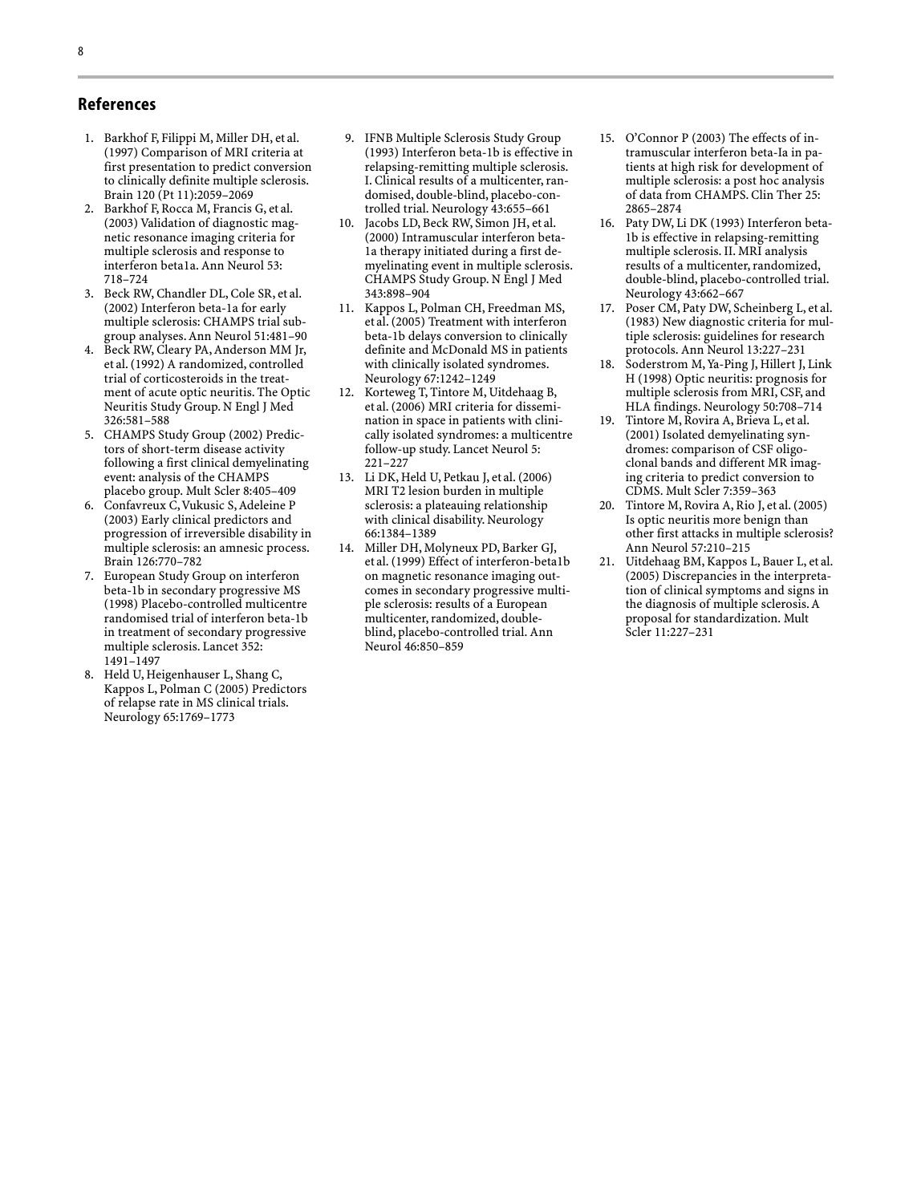## References

1. Barkhof F, Filippi M, Miller DH, et al. (1997) Comparison of MRI criteria at first presentation to predict conversion to clinically definite multiple sclerosis. Brain 120 (Pt 11):2059–2069
2. Barkhof F, Rocca M, Francis G, et al. (2003) Validation of diagnostic magnetic resonance imaging criteria for multiple sclerosis and response to interferon beta1a. Ann Neurol 53: 718–724
3. Beck RW, Chandler DL, Cole SR, et al. (2002) Interferon beta-1a for early multiple sclerosis: CHAMPS trial subgroup analyses. Ann Neurol 51:481–90
4. Beck RW, Cleary PA, Anderson MM Jr, et al. (1992) A randomized, controlled trial of corticosteroids in the treatment of acute optic neuritis. The Optic Neuritis Study Group. N Engl J Med 326:581–588
5. CHAMPS Study Group (2002) Predictors of short-term disease activity following a first clinical demyelinating event: analysis of the CHAMPS placebo group. Mult Scler 8:405–409
6. Confavreux C, Vukusic S, Adeleine P (2003) Early clinical predictors and progression of irreversible disability in multiple sclerosis: an amnesic process. Brain 126:770–782
7. European Study Group on interferon beta-1b in secondary progressive MS (1998) Placebo-controlled multicentre randomised trial of interferon beta-1b in treatment of secondary progressive multiple sclerosis. Lancet 352: 1491–1497
8. Held U, Heigenhauser L, Shang C, Kappos L, Polman C (2005) Predictors of relapse rate in MS clinical trials. Neurology 65:1769–1773
9. IFNB Multiple Sclerosis Study Group (1993) Interferon beta-1b is effective in relapsing-remitting multiple sclerosis. I. Clinical results of a multicenter, randomised, double-blind, placebo-controlled trial. Neurology 43:655–661
10. Jacobs LD, Beck RW, Simon JH, et al. (2000) Intramuscular interferon beta-1a therapy initiated during a first demyelinating event in multiple sclerosis. CHAMPS Study Group. N Engl J Med 343:898–904
11. Kappos L, Polman CH, Freedman MS, et al. (2005) Treatment with interferon beta-1b delays conversion to clinically definite and McDonald MS in patients with clinically isolated syndromes. Neurology 67:1242–1249
12. Korteweg T, Tintore M, Uitdehaag B, et al. (2006) MRI criteria for dissemination in space in patients with clinically isolated syndromes: a multicentre follow-up study. Lancet Neurol 5: 221–227
13. Li DK, Held U, Petkau J, et al. (2006) MRI T2 lesion burden in multiple sclerosis: a plateauing relationship with clinical disability. Neurology 66:1384–1389
14. Miller DH, Molyneux PD, Barker GJ, et al. (1999) Effect of interferon-beta1b on magnetic resonance imaging outcomes in secondary progressive multiple sclerosis: results of a European multicenter, randomized, double-blind, placebo-controlled trial. Ann Neurol 46:850–859
15. O'Connor P (2003) The effects of intramuscular interferon beta-Ia in patients at high risk for development of multiple sclerosis: a post hoc analysis of data from CHAMPS. Clin Ther 25: 2865–2874
16. Paty DW, Li DK (1993) Interferon beta-1b is effective in relapsing-remitting multiple sclerosis. II. MRI analysis results of a multicenter, randomized, double-blind, placebo-controlled trial. Neurology 43:662–667
17. Poser CM, Paty DW, Scheinberg L, et al. (1983) New diagnostic criteria for multiple sclerosis: guidelines for research protocols. Ann Neurol 13:227–231
18. Soderstrom M, Ya-Ping J, Hillert J, Link H (1998) Optic neuritis: prognosis for multiple sclerosis from MRI, CSF, and HLA findings. Neurology 50:708–714
19. Tintore M, Rovira A, Brieva L, et al. (2001) Isolated demyelinating syndromes: comparison of CSF oligoclonal bands and different MR imaging criteria to predict conversion to CDMS. Mult Scler 7:359–363
20. Tintore M, Rovira A, Rio J, et al. (2005) Is optic neuritis more benign than other first attacks in multiple sclerosis? Ann Neurol 57:210–215
21. Uitdehaag BM, Kappos L, Bauer L, et al. (2005) Discrepancies in the interpretation of clinical symptoms and signs in the diagnosis of multiple sclerosis. A proposal for standardization. Mult Scler 11:227–231